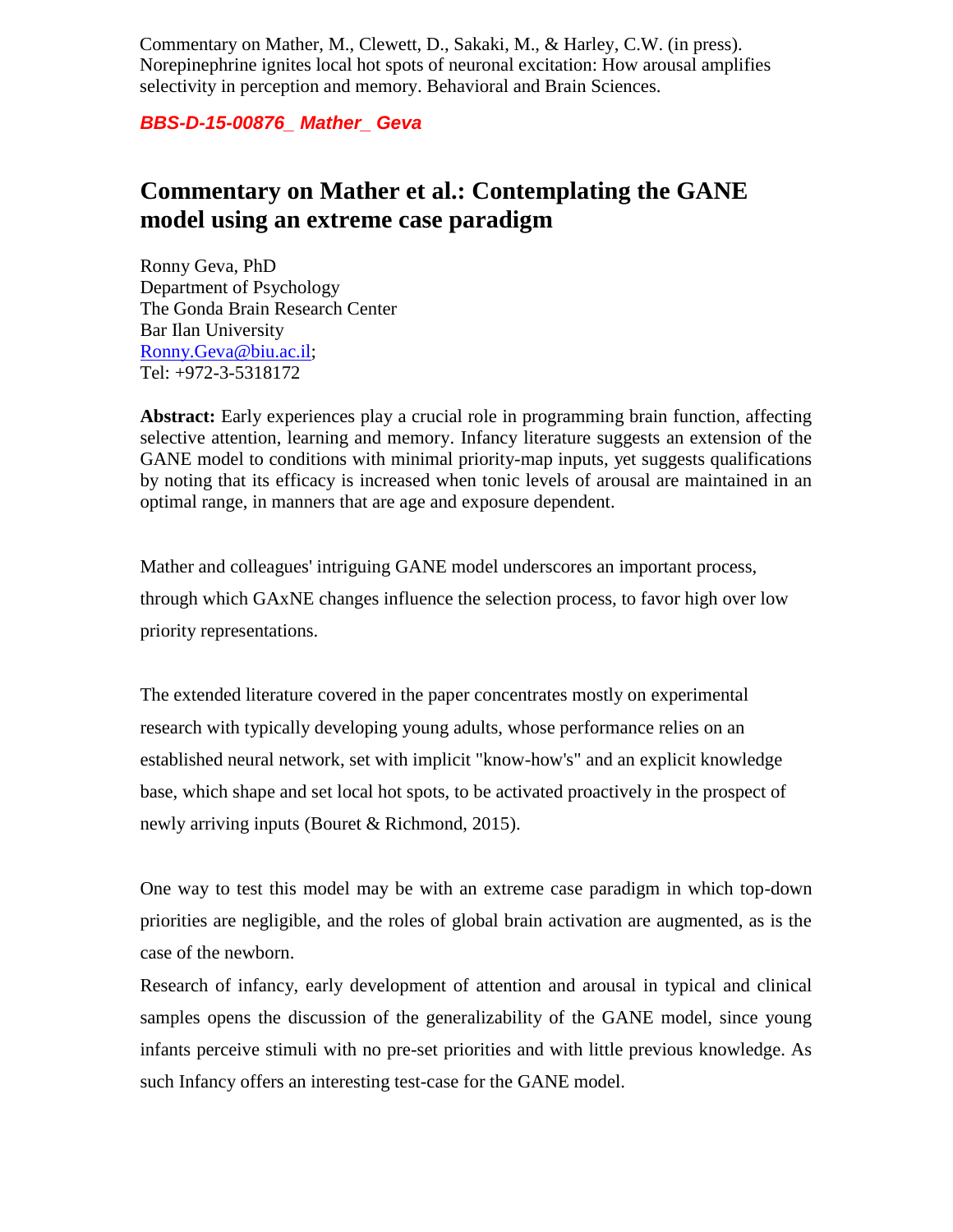Commentary on Mather, M., Clewett, D., Sakaki, M., & Harley, C.W. (in press). Norepinephrine ignites local hot spots of neuronal excitation: How arousal amplifies selectivity in perception and memory. Behavioral and Brain Sciences.

***BBS-D-15-00876_ Mather_ Geva***

# Commentary on Mather et al.: Contemplating the GANE model using an extreme case paradigm

Ronny Geva, PhD
Department of Psychology
The Gonda Brain Research Center
Bar Ilan University
Ronny.Geva@biu.ac.il;
Tel: +972-3-5318172

**Abstract:** Early experiences play a crucial role in programming brain function, affecting selective attention, learning and memory. Infancy literature suggests an extension of the GANE model to conditions with minimal priority-map inputs, yet suggests qualifications by noting that its efficacy is increased when tonic levels of arousal are maintained in an optimal range, in manners that are age and exposure dependent.

Mather and colleagues' intriguing GANE model underscores an important process, through which GAxNE changes influence the selection process, to favor high over low priority representations.

The extended literature covered in the paper concentrates mostly on experimental research with typically developing young adults, whose performance relies on an established neural network, set with implicit "know-how's" and an explicit knowledge base, which shape and set local hot spots, to be activated proactively in the prospect of newly arriving inputs (Bouret & Richmond, 2015).

One way to test this model may be with an extreme case paradigm in which top-down priorities are negligible, and the roles of global brain activation are augmented, as is the case of the newborn.

Research of infancy, early development of attention and arousal in typical and clinical samples opens the discussion of the generalizability of the GANE model, since young infants perceive stimuli with no pre-set priorities and with little previous knowledge. As such Infancy offers an interesting test-case for the GANE model.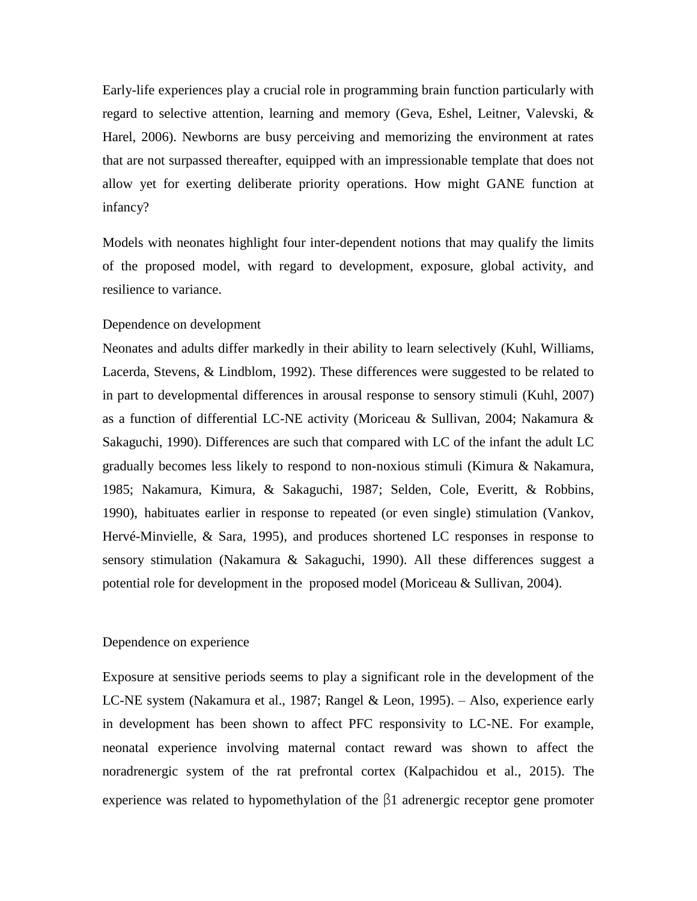Early-life experiences play a crucial role in programming brain function particularly with regard to selective attention, learning and memory (Geva, Eshel, Leitner, Valevski, & Harel, 2006). Newborns are busy perceiving and memorizing the environment at rates that are not surpassed thereafter, equipped with an impressionable template that does not allow yet for exerting deliberate priority operations. How might GANE function at infancy?

Models with neonates highlight four inter-dependent notions that may qualify the limits of the proposed model, with regard to development, exposure, global activity, and resilience to variance.

Dependence on development

Neonates and adults differ markedly in their ability to learn selectively (Kuhl, Williams, Lacerda, Stevens, & Lindblom, 1992). These differences were suggested to be related to in part to developmental differences in arousal response to sensory stimuli (Kuhl, 2007) as a function of differential LC-NE activity (Moriceau & Sullivan, 2004; Nakamura & Sakaguchi, 1990). Differences are such that compared with LC of the infant the adult LC gradually becomes less likely to respond to non-noxious stimuli (Kimura & Nakamura, 1985; Nakamura, Kimura, & Sakaguchi, 1987; Selden, Cole, Everitt, & Robbins, 1990), habituates earlier in response to repeated (or even single) stimulation (Vankov, Hervé-Minvielle, & Sara, 1995), and produces shortened LC responses in response to sensory stimulation (Nakamura & Sakaguchi, 1990). All these differences suggest a potential role for development in the proposed model (Moriceau & Sullivan, 2004).

Dependence on experience

Exposure at sensitive periods seems to play a significant role in the development of the LC-NE system (Nakamura et al., 1987; Rangel & Leon, 1995). – Also, experience early in development has been shown to affect PFC responsivity to LC-NE. For example, neonatal experience involving maternal contact reward was shown to affect the noradrenergic system of the rat prefrontal cortex (Kalpachidou et al., 2015). The experience was related to hypomethylation of the β1 adrenergic receptor gene promoter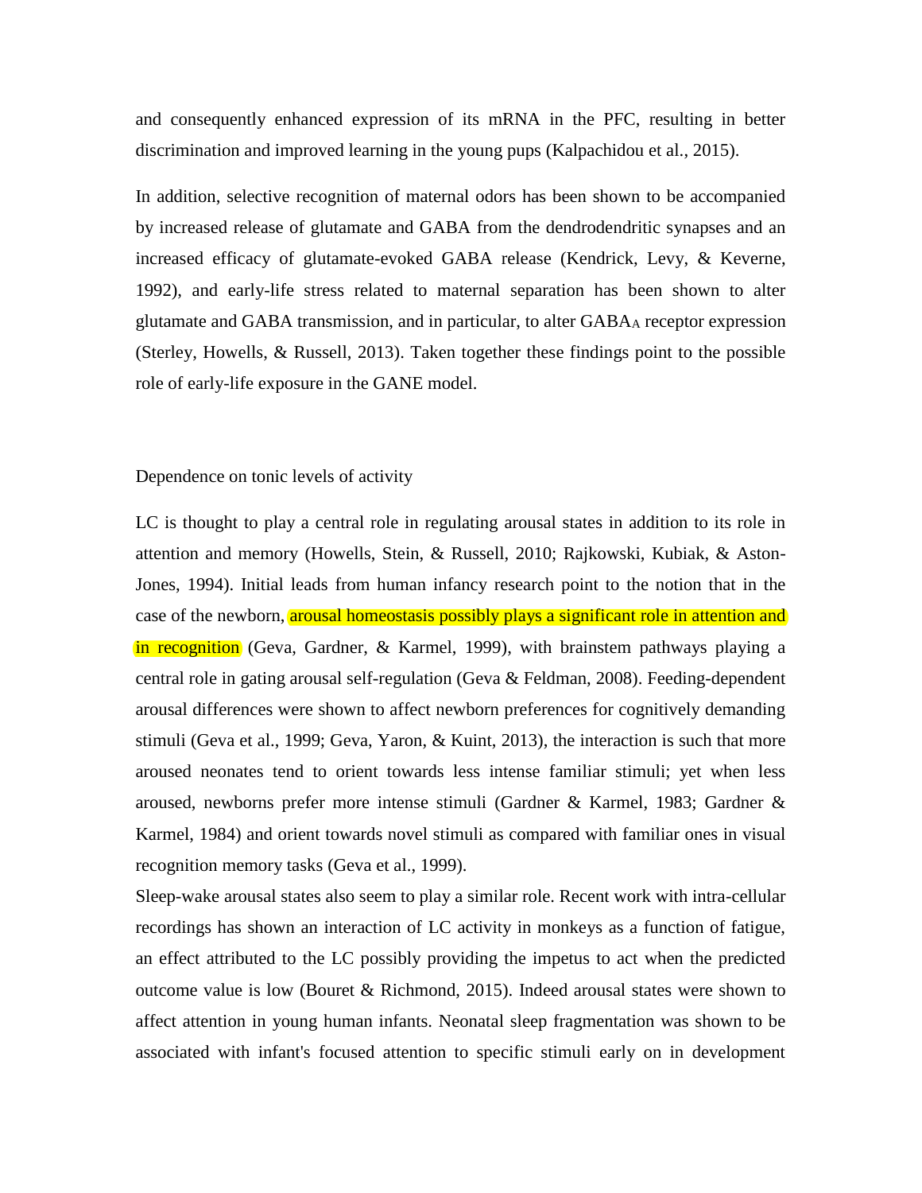and consequently enhanced expression of its mRNA in the PFC, resulting in better discrimination and improved learning in the young pups (Kalpachidou et al., 2015).

In addition, selective recognition of maternal odors has been shown to be accompanied by increased release of glutamate and GABA from the dendrodendritic synapses and an increased efficacy of glutamate-evoked GABA release (Kendrick, Levy, & Keverne, 1992), and early-life stress related to maternal separation has been shown to alter glutamate and GABA transmission, and in particular, to alter $GABA_A$ receptor expression (Sterley, Howells, & Russell, 2013). Taken together these findings point to the possible role of early-life exposure in the GANE model.

## Dependence on tonic levels of activity

LC is thought to play a central role in regulating arousal states in addition to its role in attention and memory (Howells, Stein, & Russell, 2010; Rajkowski, Kubiak, & Aston-Jones, 1994). Initial leads from human infancy research point to the notion that in the case of the newborn, arousal homeostasis possibly plays a significant role in attention and in recognition (Geva, Gardner, & Karmel, 1999), with brainstem pathways playing a central role in gating arousal self-regulation (Geva & Feldman, 2008). Feeding-dependent arousal differences were shown to affect newborn preferences for cognitively demanding stimuli (Geva et al., 1999; Geva, Yaron, & Kuint, 2013), the interaction is such that more aroused neonates tend to orient towards less intense familiar stimuli; yet when less aroused, newborns prefer more intense stimuli (Gardner & Karmel, 1983; Gardner & Karmel, 1984) and orient towards novel stimuli as compared with familiar ones in visual recognition memory tasks (Geva et al., 1999).

Sleep-wake arousal states also seem to play a similar role. Recent work with intra-cellular recordings has shown an interaction of LC activity in monkeys as a function of fatigue, an effect attributed to the LC possibly providing the impetus to act when the predicted outcome value is low (Bouret & Richmond, 2015). Indeed arousal states were shown to affect attention in young human infants. Neonatal sleep fragmentation was shown to be associated with infant's focused attention to specific stimuli early on in development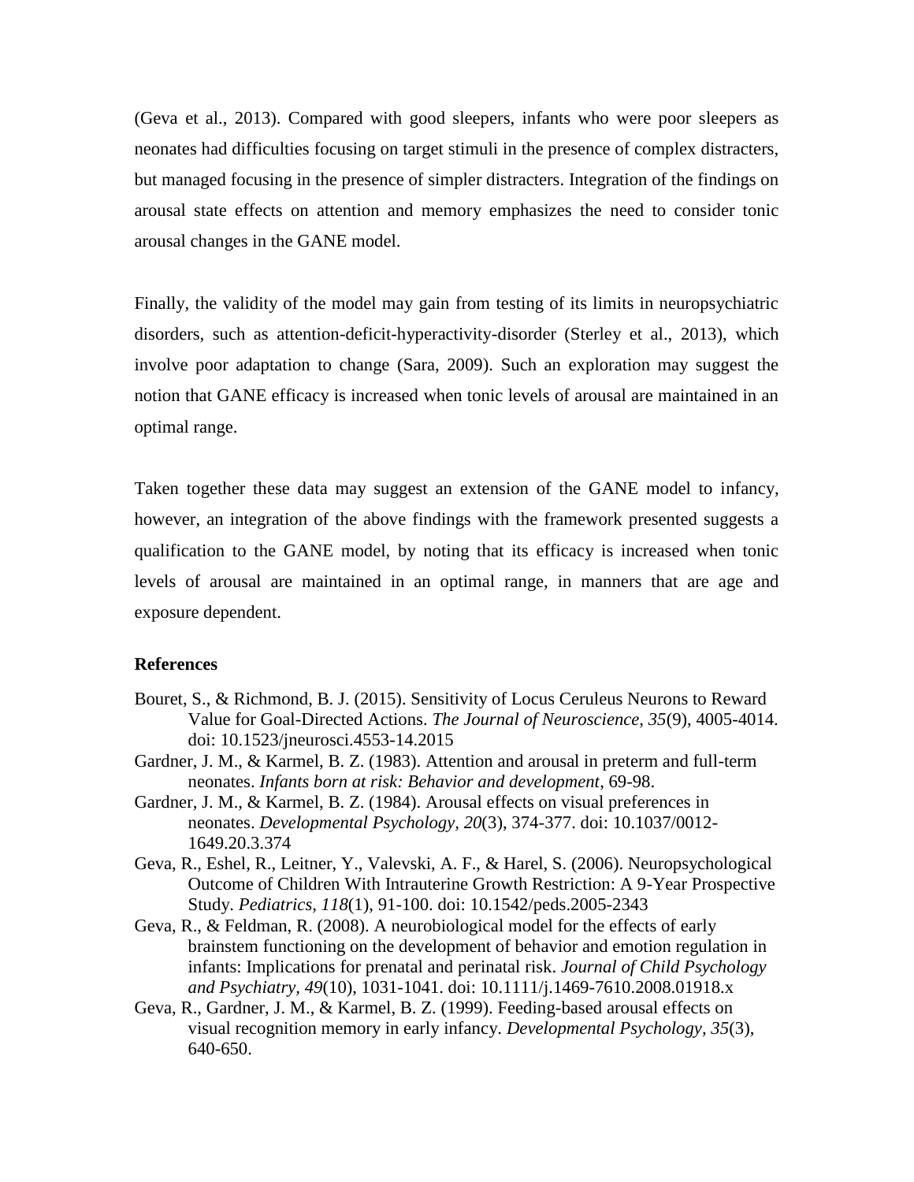(Geva et al., 2013). Compared with good sleepers, infants who were poor sleepers as neonates had difficulties focusing on target stimuli in the presence of complex distracters, but managed focusing in the presence of simpler distracters. Integration of the findings on arousal state effects on attention and memory emphasizes the need to consider tonic arousal changes in the GANE model.

Finally, the validity of the model may gain from testing of its limits in neuropsychiatric disorders, such as attention-deficit-hyperactivity-disorder (Sterley et al., 2013), which involve poor adaptation to change (Sara, 2009). Such an exploration may suggest the notion that GANE efficacy is increased when tonic levels of arousal are maintained in an optimal range.

Taken together these data may suggest an extension of the GANE model to infancy, however, an integration of the above findings with the framework presented suggests a qualification to the GANE model, by noting that its efficacy is increased when tonic levels of arousal are maintained in an optimal range, in manners that are age and exposure dependent.

**References**

Bouret, S., & Richmond, B. J. (2015). Sensitivity of Locus Ceruleus Neurons to Reward Value for Goal-Directed Actions. *The Journal of Neuroscience, 35*(9), 4005-4014. doi: 10.1523/jneurosci.4553-14.2015

Gardner, J. M., & Karmel, B. Z. (1983). Attention and arousal in preterm and full-term neonates. *Infants born at risk: Behavior and development*, 69-98.

Gardner, J. M., & Karmel, B. Z. (1984). Arousal effects on visual preferences in neonates. *Developmental Psychology, 20*(3), 374-377. doi: 10.1037/0012-1649.20.3.374

Geva, R., Eshel, R., Leitner, Y., Valevski, A. F., & Harel, S. (2006). Neuropsychological Outcome of Children With Intrauterine Growth Restriction: A 9-Year Prospective Study. *Pediatrics, 118*(1), 91-100. doi: 10.1542/peds.2005-2343

Geva, R., & Feldman, R. (2008). A neurobiological model for the effects of early brainstem functioning on the development of behavior and emotion regulation in infants: Implications for prenatal and perinatal risk. *Journal of Child Psychology and Psychiatry, 49*(10), 1031-1041. doi: 10.1111/j.1469-7610.2008.01918.x

Geva, R., Gardner, J. M., & Karmel, B. Z. (1999). Feeding-based arousal effects on visual recognition memory in early infancy. *Developmental Psychology, 35*(3), 640-650.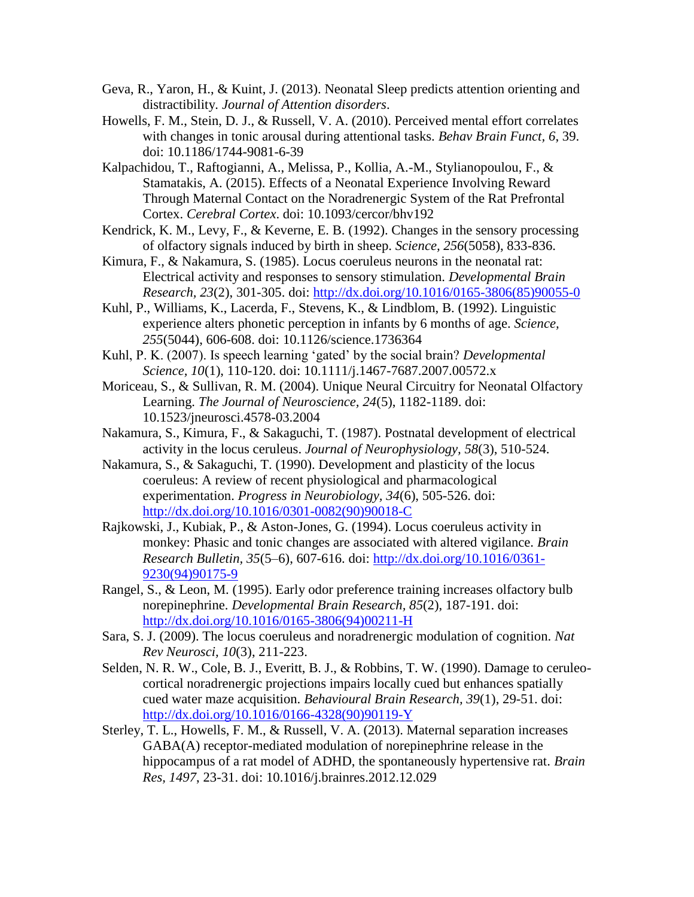Geva, R., Yaron, H., & Kuint, J. (2013). Neonatal Sleep predicts attention orienting and distractibility. *Journal of Attention disorders*.

Howells, F. M., Stein, D. J., & Russell, V. A. (2010). Perceived mental effort correlates with changes in tonic arousal during attentional tasks. *Behav Brain Funct, 6*, 39. doi: 10.1186/1744-9081-6-39

Kalpachidou, T., Raftogianni, A., Melissa, P., Kollia, A.-M., Stylianopoulou, F., & Stamatakis, A. (2015). Effects of a Neonatal Experience Involving Reward Through Maternal Contact on the Noradrenergic System of the Rat Prefrontal Cortex. *Cerebral Cortex*. doi: 10.1093/cercor/bhv192

Kendrick, K. M., Levy, F., & Keverne, E. B. (1992). Changes in the sensory processing of olfactory signals induced by birth in sheep. *Science, 256*(5058), 833-836.

Kimura, F., & Nakamura, S. (1985). Locus coeruleus neurons in the neonatal rat: Electrical activity and responses to sensory stimulation. *Developmental Brain Research, 23*(2), 301-305. doi: http://dx.doi.org/10.1016/0165-3806(85)90055-0

Kuhl, P., Williams, K., Lacerda, F., Stevens, K., & Lindblom, B. (1992). Linguistic experience alters phonetic perception in infants by 6 months of age. *Science, 255*(5044), 606-608. doi: 10.1126/science.1736364

Kuhl, P. K. (2007). Is speech learning 'gated' by the social brain? *Developmental Science, 10*(1), 110-120. doi: 10.1111/j.1467-7687.2007.00572.x

Moriceau, S., & Sullivan, R. M. (2004). Unique Neural Circuitry for Neonatal Olfactory Learning. *The Journal of Neuroscience, 24*(5), 1182-1189. doi: 10.1523/jneurosci.4578-03.2004

Nakamura, S., Kimura, F., & Sakaguchi, T. (1987). Postnatal development of electrical activity in the locus ceruleus. *Journal of Neurophysiology, 58*(3), 510-524.

Nakamura, S., & Sakaguchi, T. (1990). Development and plasticity of the locus coeruleus: A review of recent physiological and pharmacological experimentation. *Progress in Neurobiology, 34*(6), 505-526. doi: http://dx.doi.org/10.1016/0301-0082(90)90018-C

Rajkowski, J., Kubiak, P., & Aston-Jones, G. (1994). Locus coeruleus activity in monkey: Phasic and tonic changes are associated with altered vigilance. *Brain Research Bulletin, 35*(5–6), 607-616. doi: http://dx.doi.org/10.1016/0361-9230(94)90175-9

Rangel, S., & Leon, M. (1995). Early odor preference training increases olfactory bulb norepinephrine. *Developmental Brain Research, 85*(2), 187-191. doi: http://dx.doi.org/10.1016/0165-3806(94)00211-H

Sara, S. J. (2009). The locus coeruleus and noradrenergic modulation of cognition. *Nat Rev Neurosci, 10*(3), 211-223.

Selden, N. R. W., Cole, B. J., Everitt, B. J., & Robbins, T. W. (1990). Damage to ceruleo-cortical noradrenergic projections impairs locally cued but enhances spatially cued water maze acquisition. *Behavioural Brain Research, 39*(1), 29-51. doi: http://dx.doi.org/10.1016/0166-4328(90)90119-Y

Sterley, T. L., Howells, F. M., & Russell, V. A. (2013). Maternal separation increases GABA(A) receptor-mediated modulation of norepinephrine release in the hippocampus of a rat model of ADHD, the spontaneously hypertensive rat. *Brain Res, 1497*, 23-31. doi: 10.1016/j.brainres.2012.12.029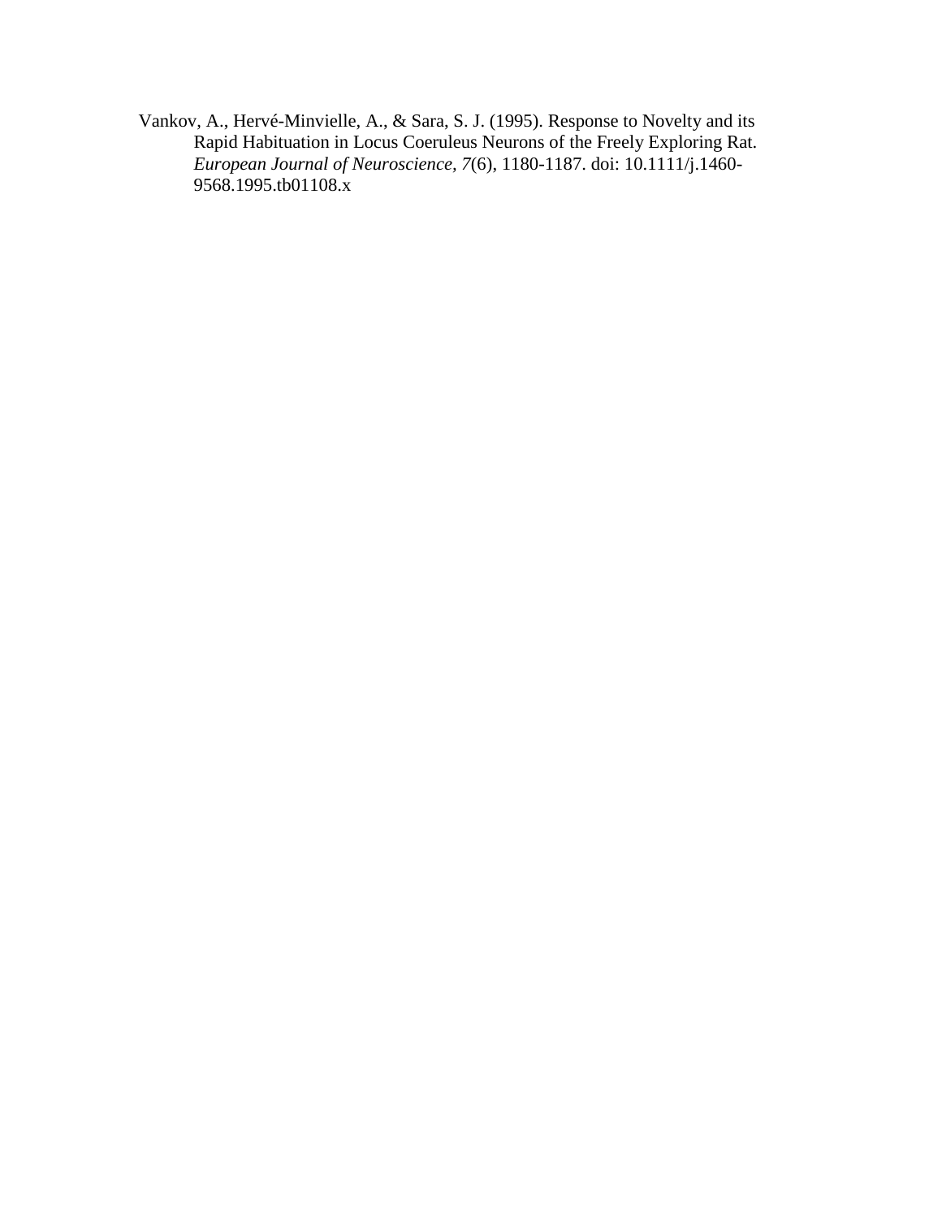Vankov, A., Hervé-Minvielle, A., & Sara, S. J. (1995). Response to Novelty and its Rapid Habituation in Locus Coeruleus Neurons of the Freely Exploring Rat. *European Journal of Neuroscience, 7*(6), 1180-1187. doi: 10.1111/j.1460-9568.1995.tb01108.x